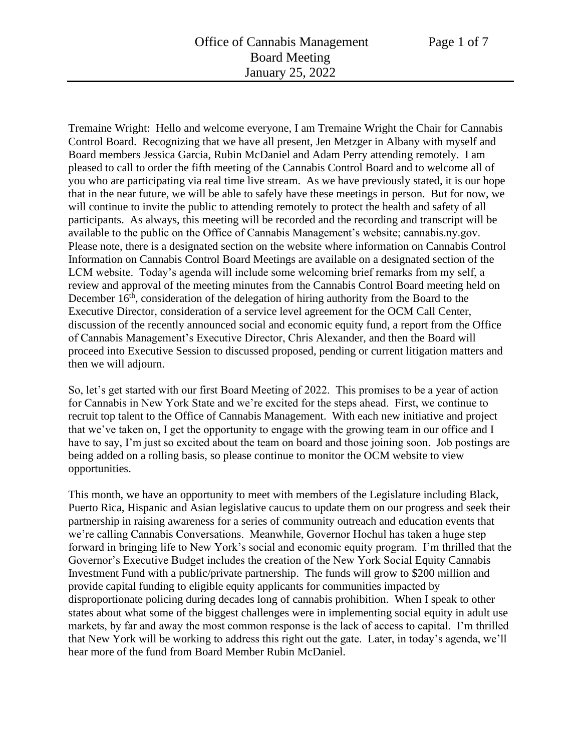Tremaine Wright: Hello and welcome everyone, I am Tremaine Wright the Chair for Cannabis Control Board. Recognizing that we have all present, Jen Metzger in Albany with myself and Board members Jessica Garcia, Rubin McDaniel and Adam Perry attending remotely. I am pleased to call to order the fifth meeting of the Cannabis Control Board and to welcome all of you who are participating via real time live stream. As we have previously stated, it is our hope that in the near future, we will be able to safely have these meetings in person. But for now, we will continue to invite the public to attending remotely to protect the health and safety of all participants. As always, this meeting will be recorded and the recording and transcript will be available to the public on the Office of Cannabis Management's website; cannabis.ny.gov. Please note, there is a designated section on the website where information on Cannabis Control Information on Cannabis Control Board Meetings are available on a designated section of the LCM website. Today's agenda will include some welcoming brief remarks from my self, a review and approval of the meeting minutes from the Cannabis Control Board meeting held on December 16th, consideration of the delegation of hiring authority from the Board to the Executive Director, consideration of a service level agreement for the OCM Call Center, discussion of the recently announced social and economic equity fund, a report from the Office of Cannabis Management's Executive Director, Chris Alexander, and then the Board will proceed into Executive Session to discussed proposed, pending or current litigation matters and then we will adjourn.

So, let's get started with our first Board Meeting of 2022. This promises to be a year of action for Cannabis in New York State and we're excited for the steps ahead. First, we continue to recruit top talent to the Office of Cannabis Management. With each new initiative and project that we've taken on, I get the opportunity to engage with the growing team in our office and I have to say, I'm just so excited about the team on board and those joining soon. Job postings are being added on a rolling basis, so please continue to monitor the OCM website to view opportunities.

This month, we have an opportunity to meet with members of the Legislature including Black, Puerto Rica, Hispanic and Asian legislative caucus to update them on our progress and seek their partnership in raising awareness for a series of community outreach and education events that we're calling Cannabis Conversations. Meanwhile, Governor Hochul has taken a huge step forward in bringing life to New York's social and economic equity program. I'm thrilled that the Governor's Executive Budget includes the creation of the New York Social Equity Cannabis Investment Fund with a public/private partnership. The funds will grow to $200 million and provide capital funding to eligible equity applicants for communities impacted by disproportionate policing during decades long of cannabis prohibition. When I speak to other states about what some of the biggest challenges were in implementing social equity in adult use markets, by far and away the most common response is the lack of access to capital. I'm thrilled that New York will be working to address this right out the gate. Later, in today's agenda, we'll hear more of the fund from Board Member Rubin McDaniel.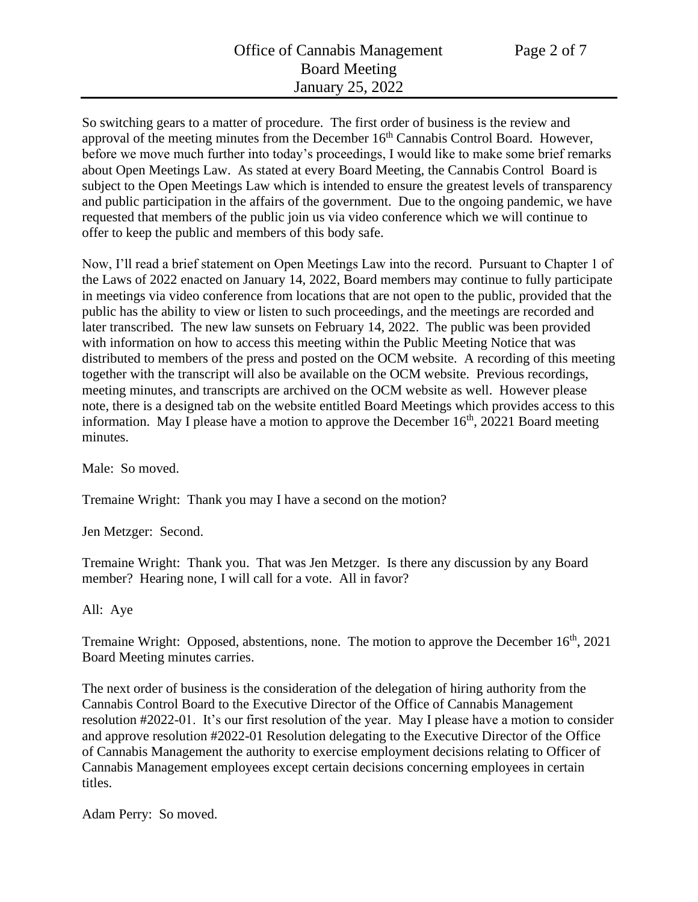So switching gears to a matter of procedure. The first order of business is the review and approval of the meeting minutes from the December 16th Cannabis Control Board. However, before we move much further into today's proceedings, I would like to make some brief remarks about Open Meetings Law. As stated at every Board Meeting, the Cannabis Control Board is subject to the Open Meetings Law which is intended to ensure the greatest levels of transparency and public participation in the affairs of the government. Due to the ongoing pandemic, we have requested that members of the public join us via video conference which we will continue to offer to keep the public and members of this body safe.

Now, I'll read a brief statement on Open Meetings Law into the record. Pursuant to Chapter 1 of the Laws of 2022 enacted on January 14, 2022, Board members may continue to fully participate in meetings via video conference from locations that are not open to the public, provided that the public has the ability to view or listen to such proceedings, and the meetings are recorded and later transcribed. The new law sunsets on February 14, 2022. The public was been provided with information on how to access this meeting within the Public Meeting Notice that was distributed to members of the press and posted on the OCM website. A recording of this meeting together with the transcript will also be available on the OCM website. Previous recordings, meeting minutes, and transcripts are archived on the OCM website as well. However please note, there is a designed tab on the website entitled Board Meetings which provides access to this information. May I please have a motion to approve the December 16th, 20221 Board meeting minutes.

Male: So moved.

Tremaine Wright: Thank you may I have a second on the motion?

Jen Metzger: Second.

Tremaine Wright: Thank you. That was Jen Metzger. Is there any discussion by any Board member? Hearing none, I will call for a vote. All in favor?

All: Aye

Tremaine Wright: Opposed, abstentions, none. The motion to approve the December 16th, 2021 Board Meeting minutes carries.

The next order of business is the consideration of the delegation of hiring authority from the Cannabis Control Board to the Executive Director of the Office of Cannabis Management resolution #2022-01. It's our first resolution of the year. May I please have a motion to consider and approve resolution #2022-01 Resolution delegating to the Executive Director of the Office of Cannabis Management the authority to exercise employment decisions relating to Officer of Cannabis Management employees except certain decisions concerning employees in certain titles.

Adam Perry: So moved.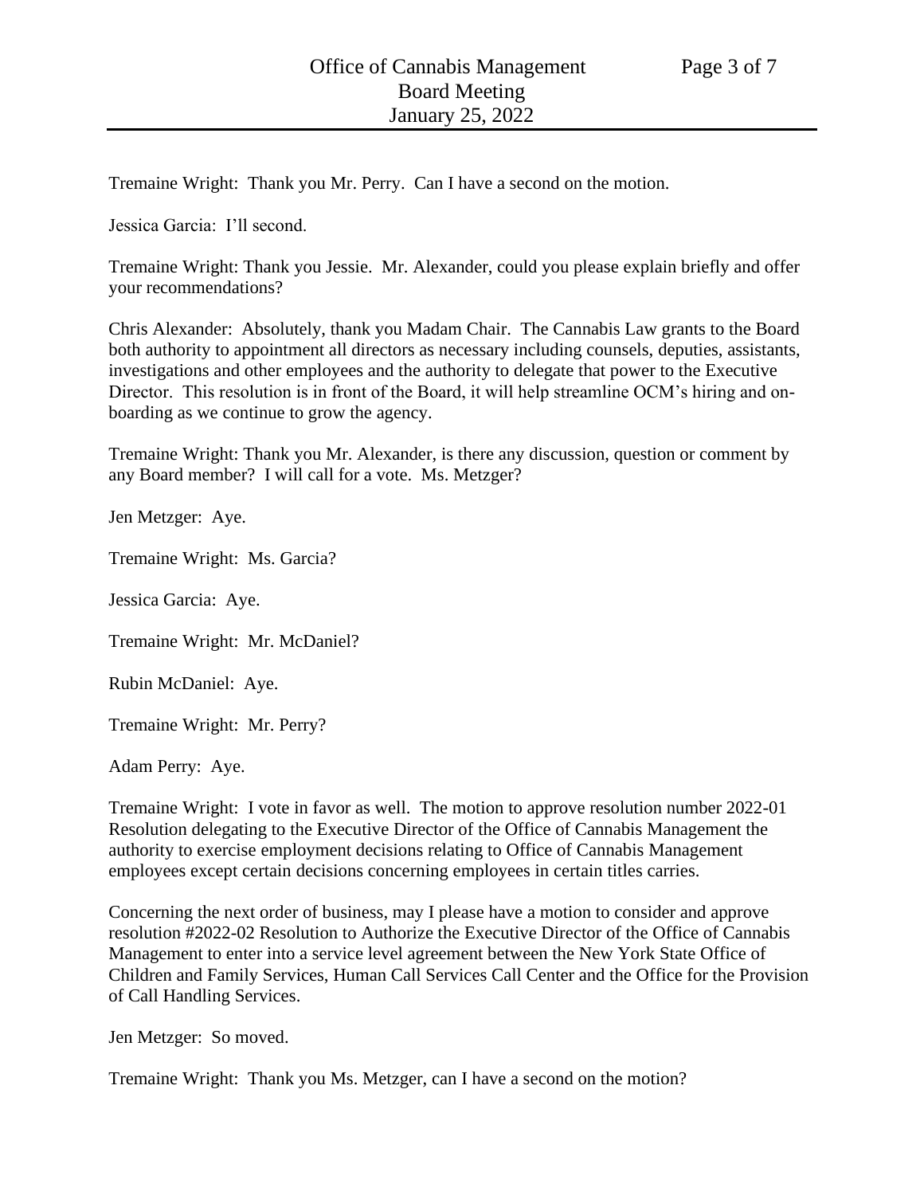Tremaine Wright: Thank you Mr. Perry. Can I have a second on the motion.

Jessica Garcia: I'll second.

Tremaine Wright: Thank you Jessie. Mr. Alexander, could you please explain briefly and offer your recommendations?

Chris Alexander: Absolutely, thank you Madam Chair. The Cannabis Law grants to the Board both authority to appointment all directors as necessary including counsels, deputies, assistants, investigations and other employees and the authority to delegate that power to the Executive Director. This resolution is in front of the Board, it will help streamline OCM's hiring and on-boarding as we continue to grow the agency.

Tremaine Wright: Thank you Mr. Alexander, is there any discussion, question or comment by any Board member? I will call for a vote. Ms. Metzger?

Jen Metzger: Aye.

Tremaine Wright: Ms. Garcia?

Jessica Garcia: Aye.

Tremaine Wright: Mr. McDaniel?

Rubin McDaniel: Aye.

Tremaine Wright: Mr. Perry?

Adam Perry: Aye.

Tremaine Wright: I vote in favor as well. The motion to approve resolution number 2022-01 Resolution delegating to the Executive Director of the Office of Cannabis Management the authority to exercise employment decisions relating to Office of Cannabis Management employees except certain decisions concerning employees in certain titles carries.

Concerning the next order of business, may I please have a motion to consider and approve resolution #2022-02 Resolution to Authorize the Executive Director of the Office of Cannabis Management to enter into a service level agreement between the New York State Office of Children and Family Services, Human Call Services Call Center and the Office for the Provision of Call Handling Services.

Jen Metzger: So moved.

Tremaine Wright: Thank you Ms. Metzger, can I have a second on the motion?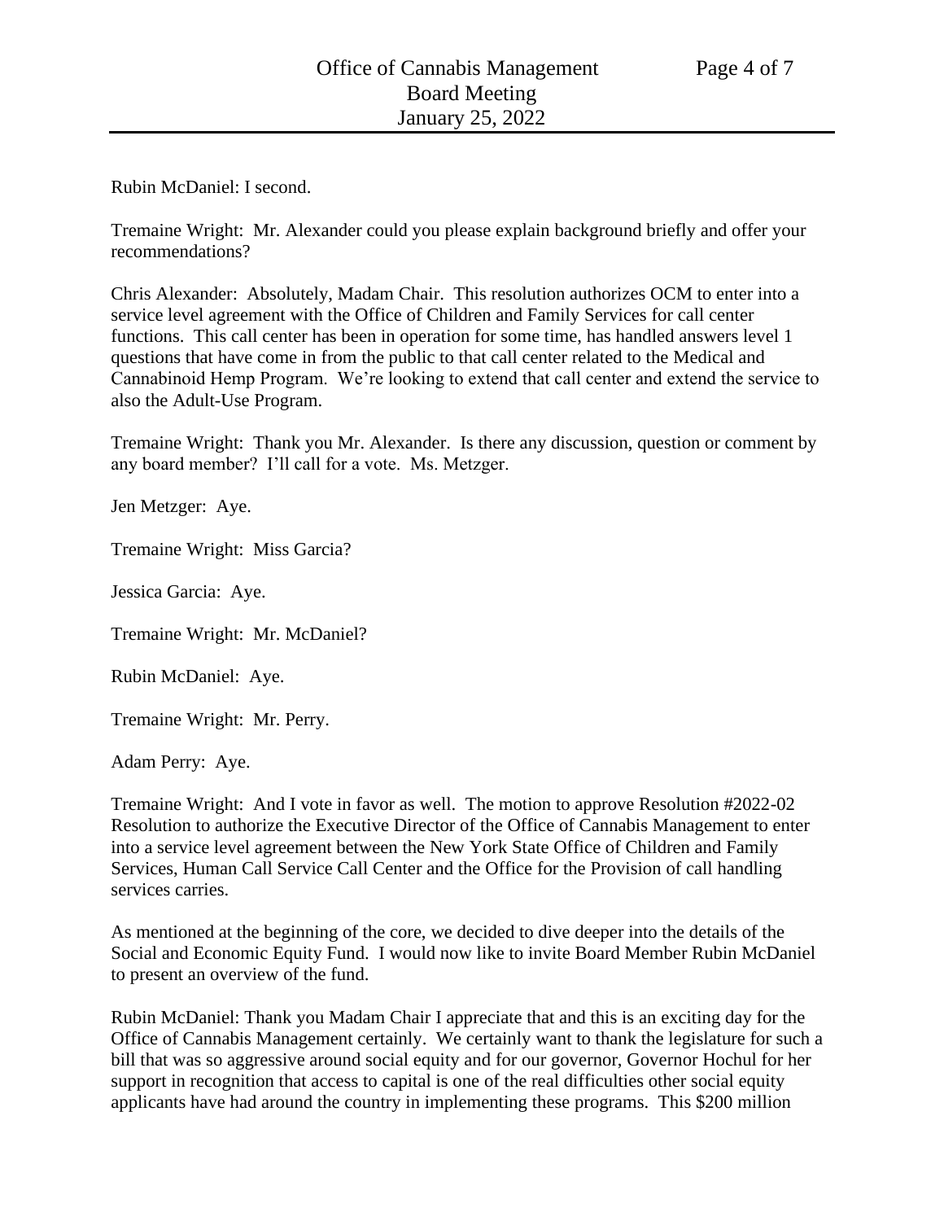Rubin McDaniel: I second.

Tremaine Wright: Mr. Alexander could you please explain background briefly and offer your recommendations?

Chris Alexander: Absolutely, Madam Chair. This resolution authorizes OCM to enter into a service level agreement with the Office of Children and Family Services for call center functions. This call center has been in operation for some time, has handled answers level 1 questions that have come in from the public to that call center related to the Medical and Cannabinoid Hemp Program. We're looking to extend that call center and extend the service to also the Adult-Use Program.

Tremaine Wright: Thank you Mr. Alexander. Is there any discussion, question or comment by any board member? I'll call for a vote. Ms. Metzger.

Jen Metzger: Aye.

Tremaine Wright: Miss Garcia?

Jessica Garcia: Aye.

Tremaine Wright: Mr. McDaniel?

Rubin McDaniel: Aye.

Tremaine Wright: Mr. Perry.

Adam Perry: Aye.

Tremaine Wright: And I vote in favor as well. The motion to approve Resolution #2022-02 Resolution to authorize the Executive Director of the Office of Cannabis Management to enter into a service level agreement between the New York State Office of Children and Family Services, Human Call Service Call Center and the Office for the Provision of call handling services carries.

As mentioned at the beginning of the core, we decided to dive deeper into the details of the Social and Economic Equity Fund. I would now like to invite Board Member Rubin McDaniel to present an overview of the fund.

Rubin McDaniel: Thank you Madam Chair I appreciate that and this is an exciting day for the Office of Cannabis Management certainly. We certainly want to thank the legislature for such a bill that was so aggressive around social equity and for our governor, Governor Hochul for her support in recognition that access to capital is one of the real difficulties other social equity applicants have had around the country in implementing these programs. This $200 million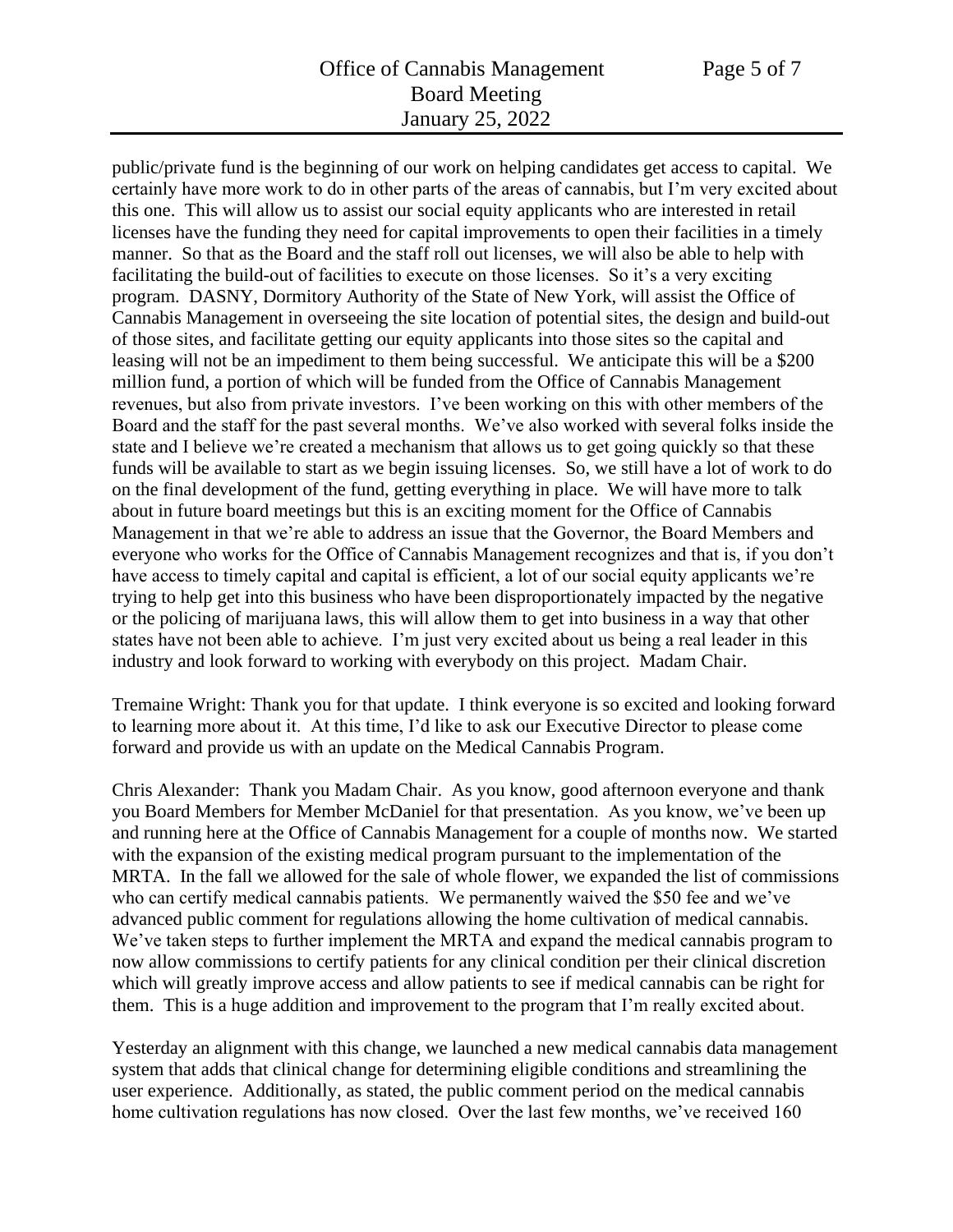public/private fund is the beginning of our work on helping candidates get access to capital. We certainly have more work to do in other parts of the areas of cannabis, but I'm very excited about this one. This will allow us to assist our social equity applicants who are interested in retail licenses have the funding they need for capital improvements to open their facilities in a timely manner. So that as the Board and the staff roll out licenses, we will also be able to help with facilitating the build-out of facilities to execute on those licenses. So it's a very exciting program. DASNY, Dormitory Authority of the State of New York, will assist the Office of Cannabis Management in overseeing the site location of potential sites, the design and build-out of those sites, and facilitate getting our equity applicants into those sites so the capital and leasing will not be an impediment to them being successful. We anticipate this will be a $200 million fund, a portion of which will be funded from the Office of Cannabis Management revenues, but also from private investors. I've been working on this with other members of the Board and the staff for the past several months. We've also worked with several folks inside the state and I believe we're created a mechanism that allows us to get going quickly so that these funds will be available to start as we begin issuing licenses. So, we still have a lot of work to do on the final development of the fund, getting everything in place. We will have more to talk about in future board meetings but this is an exciting moment for the Office of Cannabis Management in that we're able to address an issue that the Governor, the Board Members and everyone who works for the Office of Cannabis Management recognizes and that is, if you don't have access to timely capital and capital is efficient, a lot of our social equity applicants we're trying to help get into this business who have been disproportionately impacted by the negative or the policing of marijuana laws, this will allow them to get into business in a way that other states have not been able to achieve. I'm just very excited about us being a real leader in this industry and look forward to working with everybody on this project. Madam Chair.

Tremaine Wright: Thank you for that update. I think everyone is so excited and looking forward to learning more about it. At this time, I'd like to ask our Executive Director to please come forward and provide us with an update on the Medical Cannabis Program.

Chris Alexander: Thank you Madam Chair. As you know, good afternoon everyone and thank you Board Members for Member McDaniel for that presentation. As you know, we've been up and running here at the Office of Cannabis Management for a couple of months now. We started with the expansion of the existing medical program pursuant to the implementation of the MRTA. In the fall we allowed for the sale of whole flower, we expanded the list of commissions who can certify medical cannabis patients. We permanently waived the $50 fee and we've advanced public comment for regulations allowing the home cultivation of medical cannabis. We've taken steps to further implement the MRTA and expand the medical cannabis program to now allow commissions to certify patients for any clinical condition per their clinical discretion which will greatly improve access and allow patients to see if medical cannabis can be right for them. This is a huge addition and improvement to the program that I'm really excited about.

Yesterday an alignment with this change, we launched a new medical cannabis data management system that adds that clinical change for determining eligible conditions and streamlining the user experience. Additionally, as stated, the public comment period on the medical cannabis home cultivation regulations has now closed. Over the last few months, we've received 160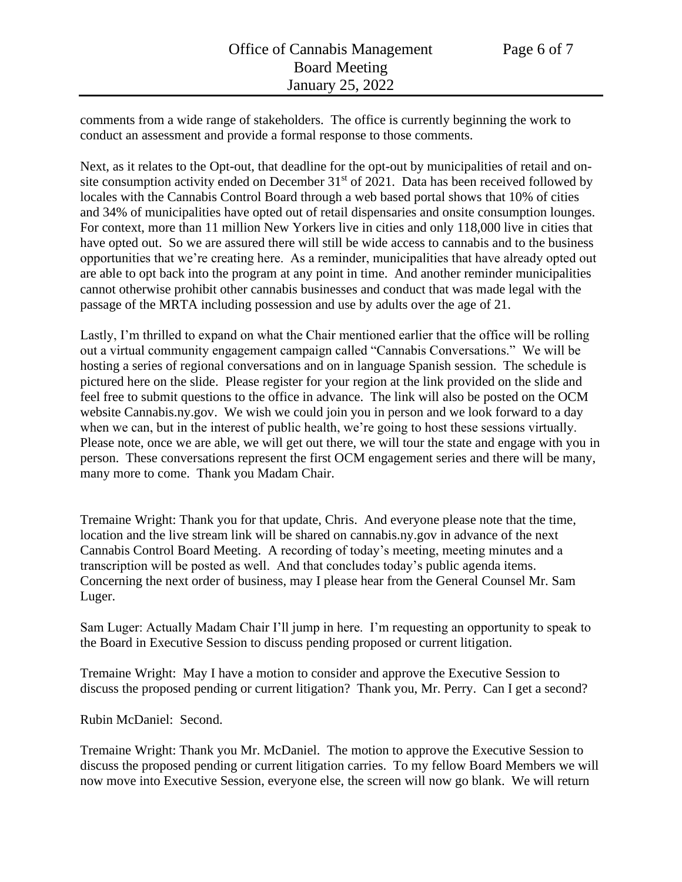comments from a wide range of stakeholders. The office is currently beginning the work to conduct an assessment and provide a formal response to those comments.

Next, as it relates to the Opt-out, that deadline for the opt-out by municipalities of retail and on-site consumption activity ended on December 31st of 2021. Data has been received followed by locales with the Cannabis Control Board through a web based portal shows that 10% of cities and 34% of municipalities have opted out of retail dispensaries and onsite consumption lounges. For context, more than 11 million New Yorkers live in cities and only 118,000 live in cities that have opted out. So we are assured there will still be wide access to cannabis and to the business opportunities that we're creating here. As a reminder, municipalities that have already opted out are able to opt back into the program at any point in time. And another reminder municipalities cannot otherwise prohibit other cannabis businesses and conduct that was made legal with the passage of the MRTA including possession and use by adults over the age of 21.

Lastly, I'm thrilled to expand on what the Chair mentioned earlier that the office will be rolling out a virtual community engagement campaign called "Cannabis Conversations." We will be hosting a series of regional conversations and on in language Spanish session. The schedule is pictured here on the slide. Please register for your region at the link provided on the slide and feel free to submit questions to the office in advance. The link will also be posted on the OCM website Cannabis.ny.gov. We wish we could join you in person and we look forward to a day when we can, but in the interest of public health, we're going to host these sessions virtually. Please note, once we are able, we will get out there, we will tour the state and engage with you in person. These conversations represent the first OCM engagement series and there will be many, many more to come. Thank you Madam Chair.

Tremaine Wright: Thank you for that update, Chris. And everyone please note that the time, location and the live stream link will be shared on cannabis.ny.gov in advance of the next Cannabis Control Board Meeting. A recording of today's meeting, meeting minutes and a transcription will be posted as well. And that concludes today's public agenda items. Concerning the next order of business, may I please hear from the General Counsel Mr. Sam Luger.

Sam Luger: Actually Madam Chair I'll jump in here. I'm requesting an opportunity to speak to the Board in Executive Session to discuss pending proposed or current litigation.

Tremaine Wright: May I have a motion to consider and approve the Executive Session to discuss the proposed pending or current litigation? Thank you, Mr. Perry. Can I get a second?

Rubin McDaniel: Second.

Tremaine Wright: Thank you Mr. McDaniel. The motion to approve the Executive Session to discuss the proposed pending or current litigation carries. To my fellow Board Members we will now move into Executive Session, everyone else, the screen will now go blank. We will return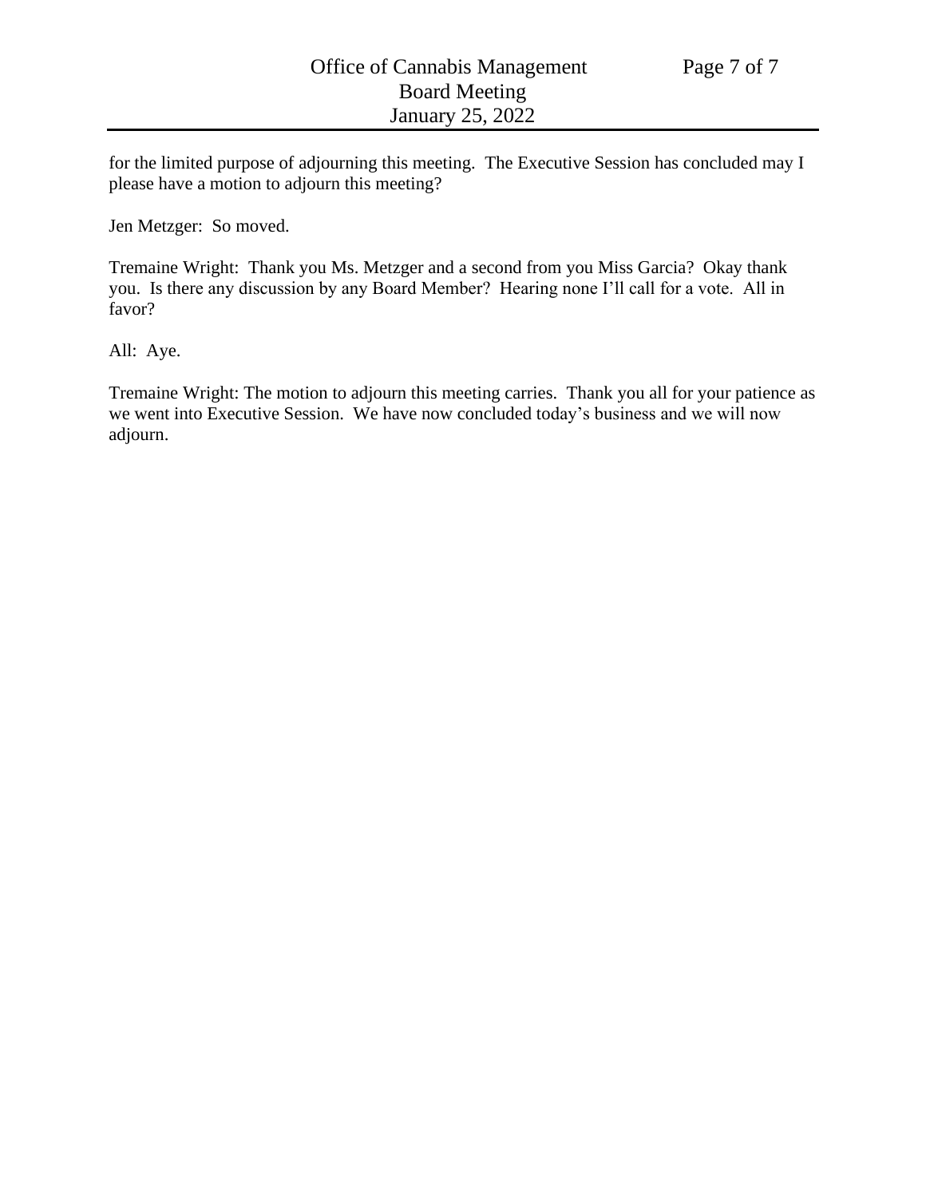for the limited purpose of adjourning this meeting. The Executive Session has concluded may I please have a motion to adjourn this meeting?

Jen Metzger: So moved.

Tremaine Wright: Thank you Ms. Metzger and a second from you Miss Garcia? Okay thank you. Is there any discussion by any Board Member? Hearing none I'll call for a vote. All in favor?

All: Aye.

Tremaine Wright: The motion to adjourn this meeting carries. Thank you all for your patience as we went into Executive Session. We have now concluded today's business and we will now adjourn.